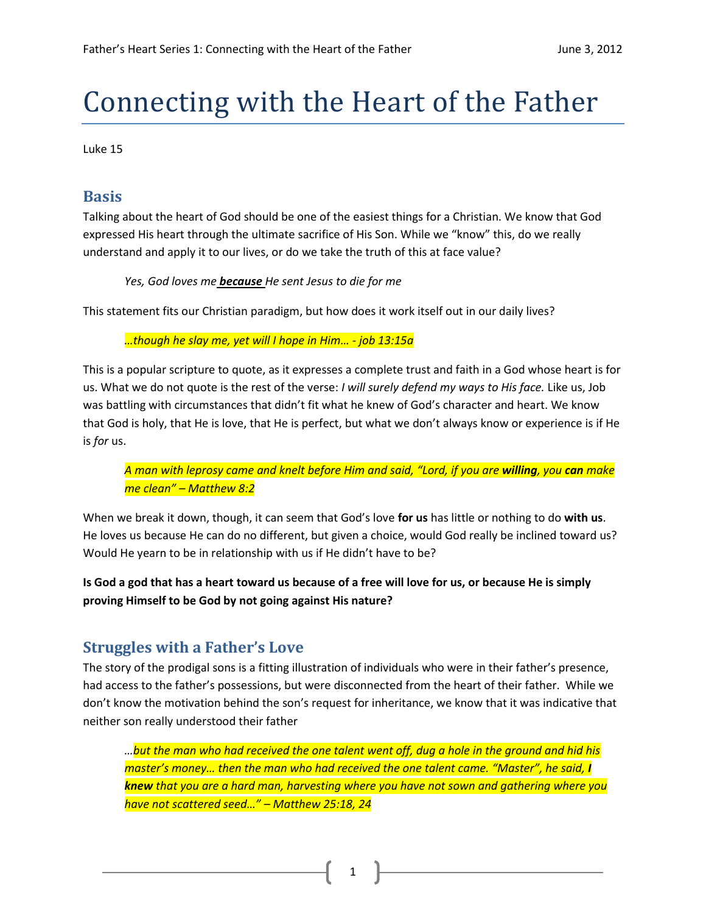# Connecting with the Heart of the Father

Luke 15

## Basis

Talking about the heart of God should be one of the easiest things for a Christian. We know that God expressed His heart through the ultimate sacrifice of His Son. While we "know" this, do we really understand and apply it to our lives, or do we take the truth of this at face value?

> *Yes, God loves me* ***because*** *He sent Jesus to die for me*

This statement fits our Christian paradigm, but how does it work itself out in our daily lives?

> *…though he slay me, yet will I hope in Him… - job 13:15a*

This is a popular scripture to quote, as it expresses a complete trust and faith in a God whose heart is for us. What we do not quote is the rest of the verse: *I will surely defend my ways to His face.* Like us, Job was battling with circumstances that didn't fit what he knew of God's character and heart. We know that God is holy, that He is love, that He is perfect, but what we don't always know or experience is if He is *for* us.

> *A man with leprosy came and knelt before Him and said, "Lord, if you are* ***willing****, you* ***can*** *make me clean" – Matthew 8:2*

When we break it down, though, it can seem that God's love **for us** has little or nothing to do **with us**. He loves us because He can do no different, but given a choice, would God really be inclined toward us? Would He yearn to be in relationship with us if He didn't have to be?

**Is God a god that has a heart toward us because of a free will love for us, or because He is simply proving Himself to be God by not going against His nature?**

## Struggles with a Father's Love

The story of the prodigal sons is a fitting illustration of individuals who were in their father's presence, had access to the father's possessions, but were disconnected from the heart of their father. While we don't know the motivation behind the son's request for inheritance, we know that it was indicative that neither son really understood their father

> *…but the man who had received the one talent went off, dug a hole in the ground and hid his master's money… then the man who had received the one talent came. "Master", he said,* ***I knew*** *that you are a hard man, harvesting where you have not sown and gathering where you have not scattered seed…" – Matthew 25:18, 24*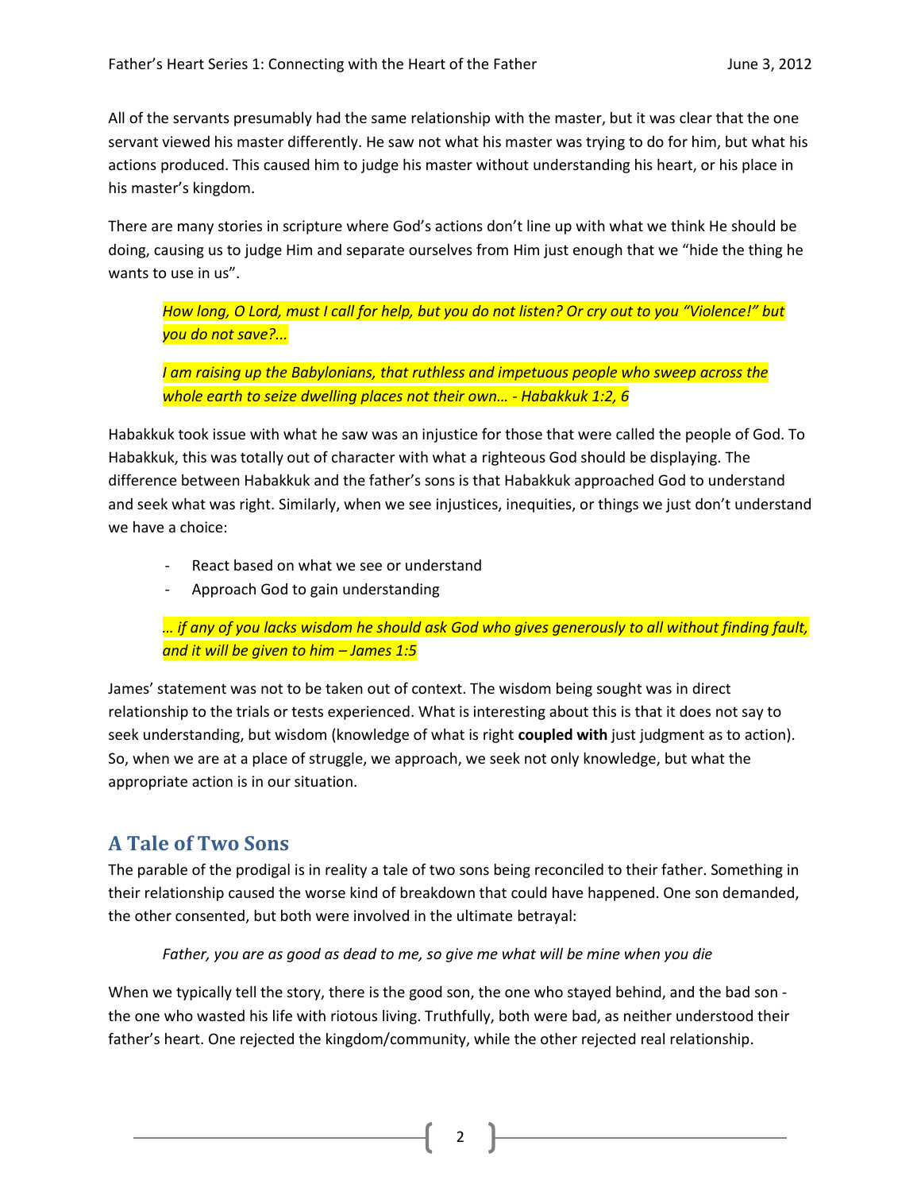All of the servants presumably had the same relationship with the master, but it was clear that the one servant viewed his master differently. He saw not what his master was trying to do for him, but what his actions produced. This caused him to judge his master without understanding his heart, or his place in his master's kingdom.

There are many stories in scripture where God's actions don't line up with what we think He should be doing, causing us to judge Him and separate ourselves from Him just enough that we "hide the thing he wants to use in us".

> *How long, O Lord, must I call for help, but you do not listen? Or cry out to you "Violence!" but you do not save?...*
>
> *I am raising up the Babylonians, that ruthless and impetuous people who sweep across the whole earth to seize dwelling places not their own… - Habakkuk 1:2, 6*

Habakkuk took issue with what he saw was an injustice for those that were called the people of God. To Habakkuk, this was totally out of character with what a righteous God should be displaying. The difference between Habakkuk and the father's sons is that Habakkuk approached God to understand and seek what was right. Similarly, when we see injustices, inequities, or things we just don't understand we have a choice:

- React based on what we see or understand
- Approach God to gain understanding

> *… if any of you lacks wisdom he should ask God who gives generously to all without finding fault, and it will be given to him – James 1:5*

James' statement was not to be taken out of context. The wisdom being sought was in direct relationship to the trials or tests experienced. What is interesting about this is that it does not say to seek understanding, but wisdom (knowledge of what is right **coupled with** just judgment as to action). So, when we are at a place of struggle, we approach, we seek not only knowledge, but what the appropriate action is in our situation.

## A Tale of Two Sons

The parable of the prodigal is in reality a tale of two sons being reconciled to their father. Something in their relationship caused the worse kind of breakdown that could have happened. One son demanded, the other consented, but both were involved in the ultimate betrayal:

> *Father, you are as good as dead to me, so give me what will be mine when you die*

When we typically tell the story, there is the good son, the one who stayed behind, and the bad son - the one who wasted his life with riotous living. Truthfully, both were bad, as neither understood their father's heart. One rejected the kingdom/community, while the other rejected real relationship.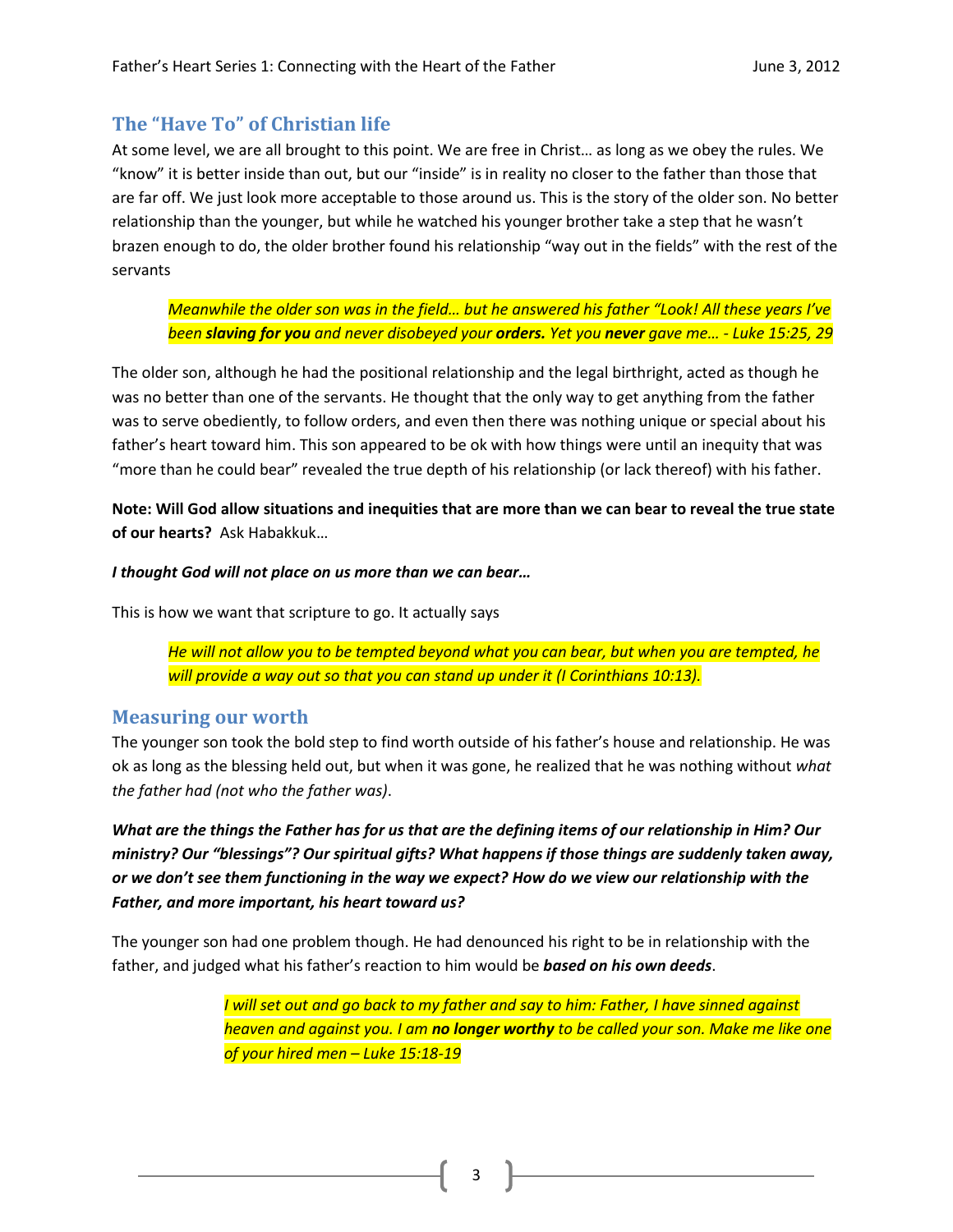## The "Have To" of Christian life

At some level, we are all brought to this point. We are free in Christ… as long as we obey the rules. We "know" it is better inside than out, but our "inside" is in reality no closer to the father than those that are far off. We just look more acceptable to those around us. This is the story of the older son. No better relationship than the younger, but while he watched his younger brother take a step that he wasn't brazen enough to do, the older brother found his relationship "way out in the fields" with the rest of the servants

> *Meanwhile the older son was in the field… but he answered his father "Look! All these years I've been **slaving for you** and never disobeyed your **orders.** Yet you **never** gave me… - Luke 15:25, 29*

The older son, although he had the positional relationship and the legal birthright, acted as though he was no better than one of the servants. He thought that the only way to get anything from the father was to serve obediently, to follow orders, and even then there was nothing unique or special about his father's heart toward him. This son appeared to be ok with how things were until an inequity that was "more than he could bear" revealed the true depth of his relationship (or lack thereof) with his father.

**Note: Will God allow situations and inequities that are more than we can bear to reveal the true state of our hearts?** Ask Habakkuk…

***I thought God will not place on us more than we can bear…***

This is how we want that scripture to go. It actually says

> *He will not allow you to be tempted beyond what you can bear, but when you are tempted, he will provide a way out so that you can stand up under it (I Corinthians 10:13).*

## Measuring our worth

The younger son took the bold step to find worth outside of his father's house and relationship. He was ok as long as the blessing held out, but when it was gone, he realized that he was nothing without *what the father had (not who the father was)*.

***What are the things the Father has for us that are the defining items of our relationship in Him? Our ministry? Our "blessings"? Our spiritual gifts? What happens if those things are suddenly taken away, or we don't see them functioning in the way we expect? How do we view our relationship with the Father, and more important, his heart toward us?***

The younger son had one problem though. He had denounced his right to be in relationship with the father, and judged what his father's reaction to him would be ***based on his own deeds***.

> *I will set out and go back to my father and say to him: Father, I have sinned against heaven and against you. I am **no longer worthy** to be called your son. Make me like one of your hired men – Luke 15:18-19*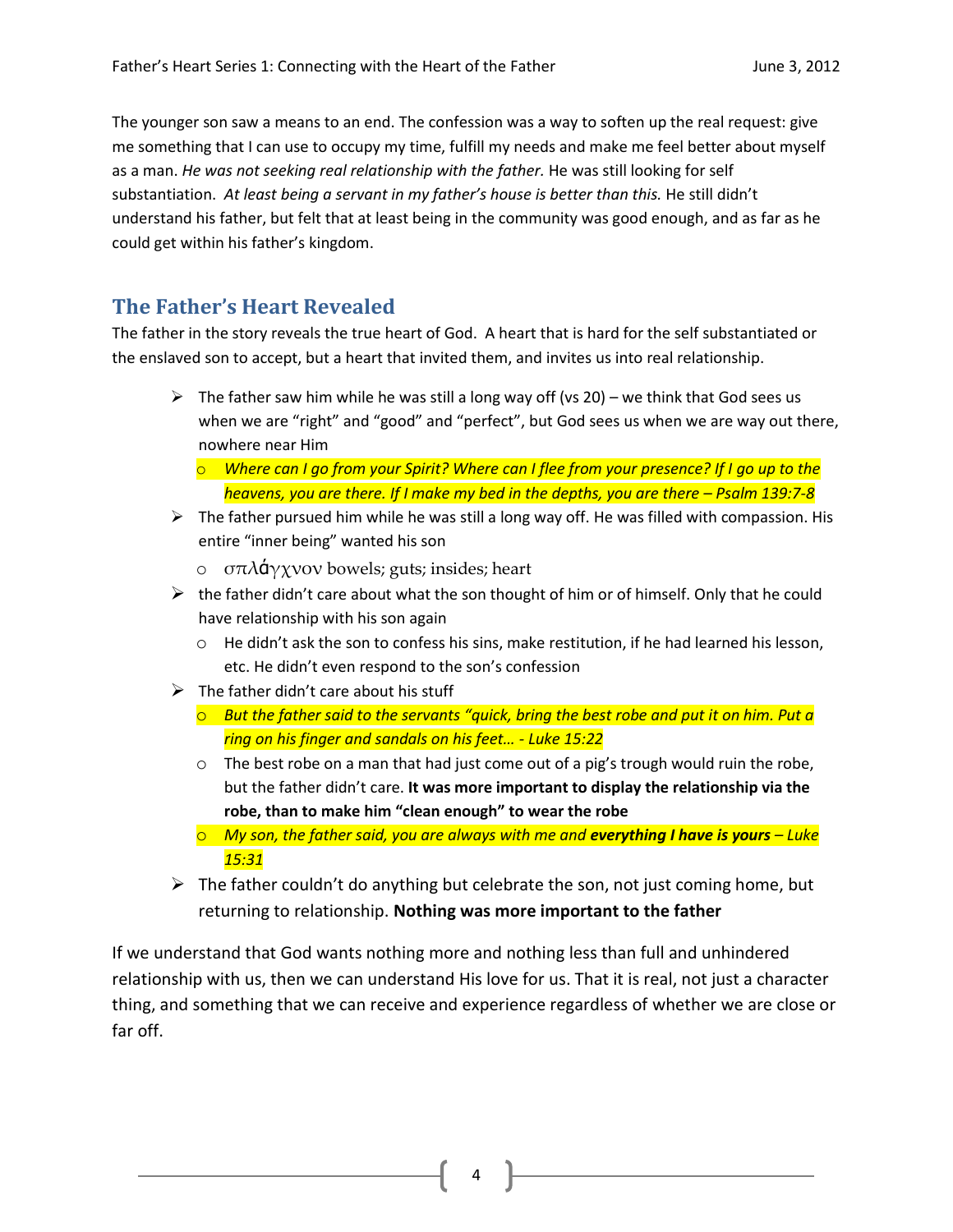The younger son saw a means to an end. The confession was a way to soften up the real request: give me something that I can use to occupy my time, fulfill my needs and make me feel better about myself as a man. *He was not seeking real relationship with the father.* He was still looking for self substantiation. *At least being a servant in my father's house is better than this.* He still didn't understand his father, but felt that at least being in the community was good enough, and as far as he could get within his father's kingdom.

## The Father's Heart Revealed

The father in the story reveals the true heart of God. A heart that is hard for the self substantiated or the enslaved son to accept, but a heart that invited them, and invites us into real relationship.

- The father saw him while he was still a long way off (vs 20) – we think that God sees us when we are "right" and "good" and "perfect", but God sees us when we are way out there, nowhere near Him
  - *Where can I go from your Spirit? Where can I flee from your presence? If I go up to the heavens, you are there. If I make my bed in the depths, you are there – Psalm 139:7-8*
- The father pursued him while he was still a long way off. He was filled with compassion. His entire "inner being" wanted his son
  - σπλάγχνον bowels; guts; insides; heart
- the father didn't care about what the son thought of him or of himself. Only that he could have relationship with his son again
  - He didn't ask the son to confess his sins, make restitution, if he had learned his lesson, etc. He didn't even respond to the son's confession
- The father didn't care about his stuff
  - *But the father said to the servants "quick, bring the best robe and put it on him. Put a ring on his finger and sandals on his feet… - Luke 15:22*
  - The best robe on a man that had just come out of a pig's trough would ruin the robe, but the father didn't care. **It was more important to display the relationship via the robe, than to make him "clean enough" to wear the robe**
  - *My son, the father said, you are always with me and **everything I have is yours** – Luke 15:31*
- The father couldn't do anything but celebrate the son, not just coming home, but returning to relationship. **Nothing was more important to the father**

If we understand that God wants nothing more and nothing less than full and unhindered relationship with us, then we can understand His love for us. That it is real, not just a character thing, and something that we can receive and experience regardless of whether we are close or far off.